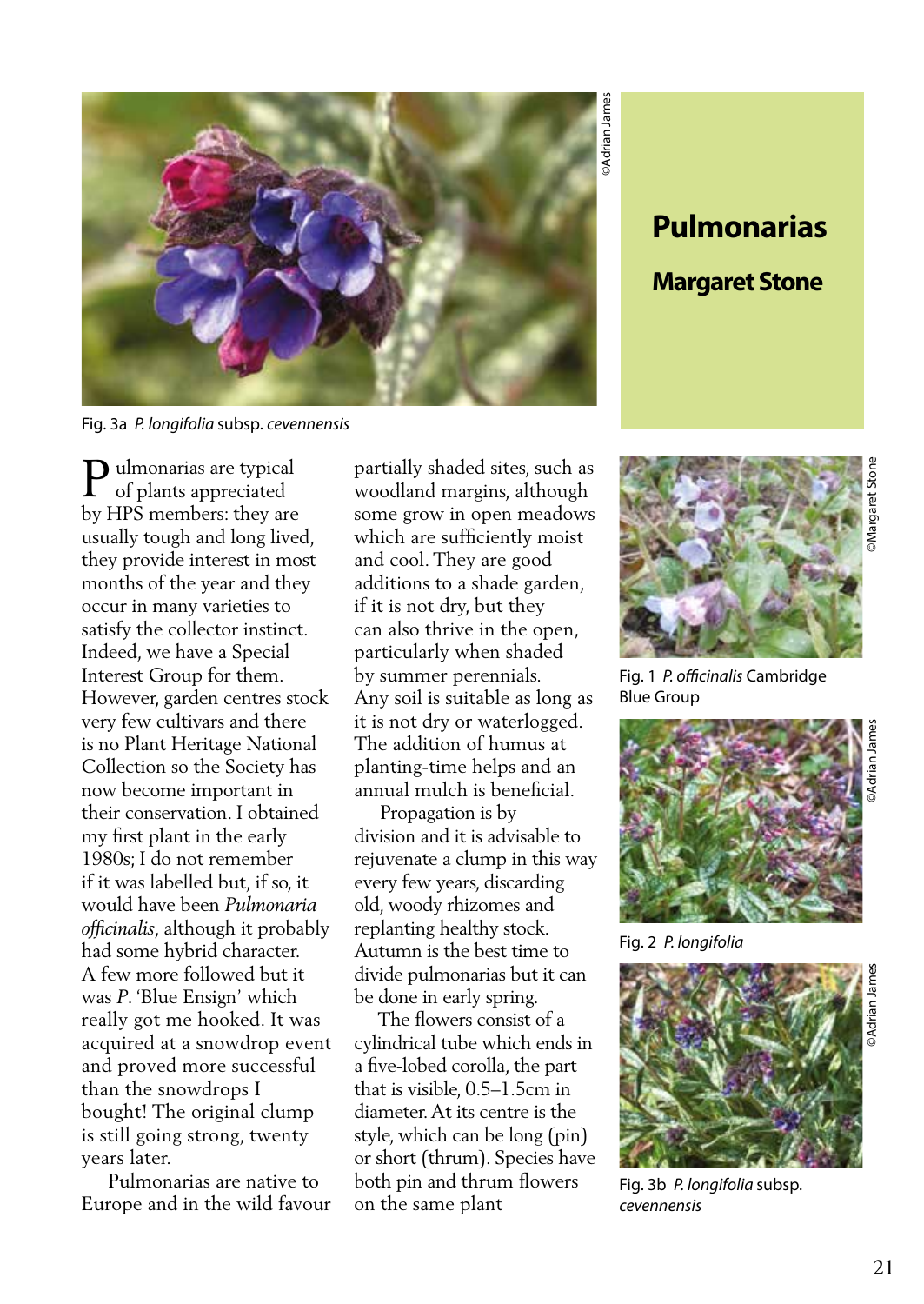# Pulmonarias

## Margaret Stone

Fig. 3a *P. longifolia* subsp. *cevennensis*

Pulmonarias are typical of plants appreciated by HPS members: they are usually tough and long lived, they provide interest in most months of the year and they occur in many varieties to satisfy the collector instinct. Indeed, we have a Special Interest Group for them. However, garden centres stock very few cultivars and there is no Plant Heritage National Collection so the Society has now become important in their conservation. I obtained my first plant in the early 1980s; I do not remember if it was labelled but, if so, it would have been *Pulmonaria officinalis*, although it probably had some hybrid character. A few more followed but it was *P*. 'Blue Ensign' which really got me hooked. It was acquired at a snowdrop event and proved more successful than the snowdrops I bought! The original clump is still going strong, twenty years later.

Pulmonarias are native to Europe and in the wild favour partially shaded sites, such as woodland margins, although some grow in open meadows which are sufficiently moist and cool. They are good additions to a shade garden, if it is not dry, but they can also thrive in the open, particularly when shaded by summer perennials. Any soil is suitable as long as it is not dry or waterlogged. The addition of humus at planting-time helps and an annual mulch is beneficial.

Propagation is by division and it is advisable to rejuvenate a clump in this way every few years, discarding old, woody rhizomes and replanting healthy stock. Autumn is the best time to divide pulmonarias but it can be done in early spring.

The flowers consist of a cylindrical tube which ends in a five-lobed corolla, the part that is visible, 0.5–1.5cm in diameter. At its centre is the style, which can be long (pin) or short (thrum). Species have both pin and thrum flowers on the same plant

Fig. 1 *P. officinalis* Cambridge Blue Group

Fig. 2 *P. longifolia*

Fig. 3b *P. longifolia* subsp. *cevennensis*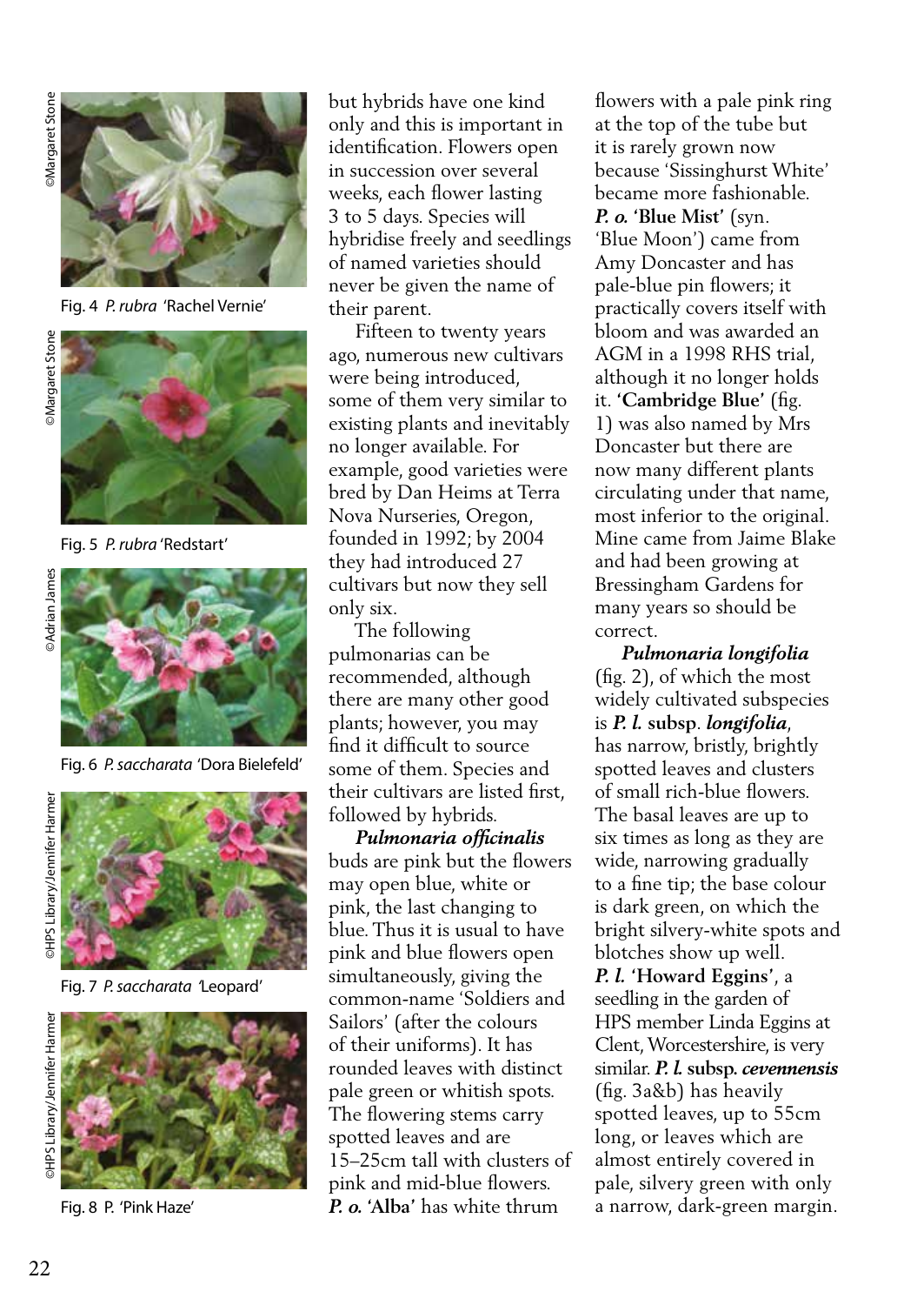Fig. 4 *P. rubra* 'Rachel Vernie'

Fig. 5 *P. rubra* 'Redstart'

Fig. 6 *P. saccharata* 'Dora Bielefeld'

Fig. 7 *P. saccharata* 'Leopard'

Fig. 8 P. 'Pink Haze'

but hybrids have one kind only and this is important in identification. Flowers open in succession over several weeks, each flower lasting 3 to 5 days. Species will hybridise freely and seedlings of named varieties should never be given the name of their parent.

Fifteen to twenty years ago, numerous new cultivars were being introduced, some of them very similar to existing plants and inevitably no longer available. For example, good varieties were bred by Dan Heims at Terra Nova Nurseries, Oregon, founded in 1992; by 2004 they had introduced 27 cultivars but now they sell only six.

The following pulmonarias can be recommended, although there are many other good plants; however, you may find it difficult to source some of them. Species and their cultivars are listed first, followed by hybrids.

***Pulmonaria officinalis*** buds are pink but the flowers may open blue, white or pink, the last changing to blue. Thus it is usual to have pink and blue flowers open simultaneously, giving the common-name 'Soldiers and Sailors' (after the colours of their uniforms). It has rounded leaves with distinct pale green or whitish spots. The flowering stems carry spotted leaves and are 15–25cm tall with clusters of pink and mid-blue flowers. ***P. o.* 'Alba'** has white thrum flowers with a pale pink ring at the top of the tube but it is rarely grown now because 'Sissinghurst White' became more fashionable. ***P. o.* 'Blue Mist'** (syn. 'Blue Moon') came from Amy Doncaster and has pale-blue pin flowers; it practically covers itself with bloom and was awarded an AGM in a 1998 RHS trial, although it no longer holds it. **'Cambridge Blue'** (fig. 1) was also named by Mrs Doncaster but there are now many different plants circulating under that name, most inferior to the original. Mine came from Jaime Blake and had been growing at Bressingham Gardens for many years so should be correct.

***Pulmonaria longifolia*** (fig. 2), of which the most widely cultivated subspecies is ***P. l.* subsp. *longifolia***, has narrow, bristly, brightly spotted leaves and clusters of small rich-blue flowers. The basal leaves are up to six times as long as they are wide, narrowing gradually to a fine tip; the base colour is dark green, on which the bright silvery-white spots and blotches show up well. ***P. l.* 'Howard Eggins'**, a seedling in the garden of HPS member Linda Eggins at Clent, Worcestershire, is very similar. ***P. l.* subsp. *cevennensis*** (fig. 3a&b) has heavily spotted leaves, up to 55cm long, or leaves which are almost entirely covered in pale, silvery green with only a narrow, dark-green margin.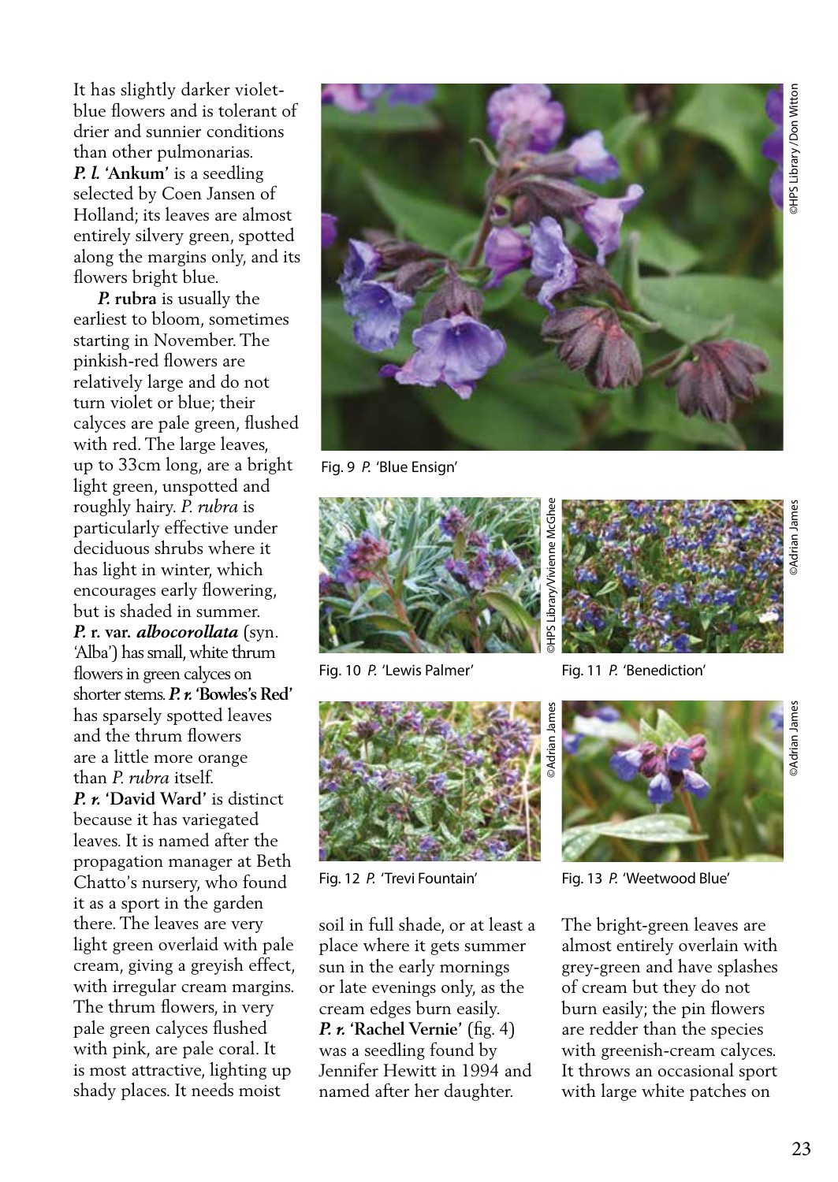It has slightly darker violet-blue flowers and is tolerant of drier and sunnier conditions than other pulmonarias. ***P. l.* 'Ankum'** is a seedling selected by Coen Jansen of Holland; its leaves are almost entirely silvery green, spotted along the margins only, and its flowers bright blue.

***P.* rubra** is usually the earliest to bloom, sometimes starting in November. The pinkish-red flowers are relatively large and do not turn violet or blue; their calyces are pale green, flushed with red. The large leaves, up to 33cm long, are a bright light green, unspotted and roughly hairy. *P. rubra* is particularly effective under deciduous shrubs where it has light in winter, which encourages early flowering, but is shaded in summer. ***P.* r. var. *albocorollata*** (syn. 'Alba') has small, white thrum flowers in green calyces on shorter stems. ***P. r.* 'Bowles's Red'** has sparsely spotted leaves and the thrum flowers are a little more orange than *P. rubra* itself. ***P. r.* 'David Ward'** is distinct because it has variegated leaves. It is named after the propagation manager at Beth Chatto's nursery, who found it as a sport in the garden there. The leaves are very light green overlaid with pale cream, giving a greyish effect, with irregular cream margins. The thrum flowers, in very pale green calyces flushed with pink, are pale coral. It is most attractive, lighting up shady places. It needs moist soil in full shade, or at least a place where it gets summer sun in the early mornings or late evenings only, as the cream edges burn easily. ***P. r.* 'Rachel Vernie'** (fig. 4) was a seedling found by Jennifer Hewitt in 1994 and named after her daughter. The bright-green leaves are almost entirely overlain with grey-green and have splashes of cream but they do not burn easily; the pin flowers are redder than the species with greenish-cream calyces. It throws an occasional sport with large white patches on

Fig. 9 *P.* 'Blue Ensign' ©HPS Library/Don Witton

Fig. 10 *P.* 'Lewis Palmer' ©HPS Library/Vivienne McGhee

Fig. 11 *P.* 'Benediction' ©Adrian James

Fig. 12 *P.* 'Trevi Fountain' ©Adrian James

Fig. 13 *P.* 'Weetwood Blue' ©Adrian James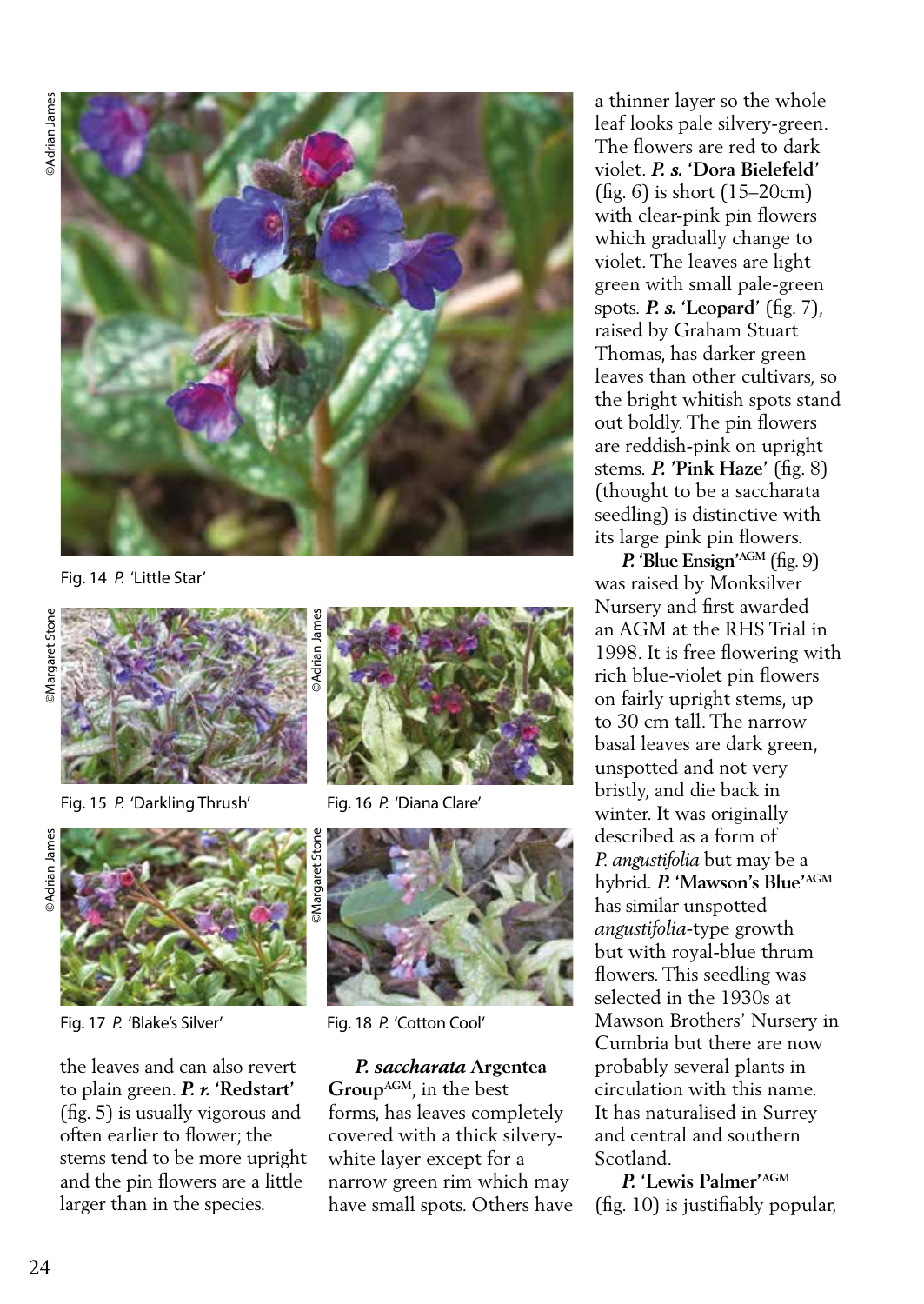Fig. 14 *P.* 'Little Star'

Fig. 15 *P.* 'Darkling Thrush'

Fig. 16 *P.* 'Diana Clare'

Fig. 17 *P.* 'Blake's Silver'

Fig. 18 *P.* 'Cotton Cool'

the leaves and can also revert to plain green. ***P. r.* 'Redstart'** (fig. 5) is usually vigorous and often earlier to flower; the stems tend to be more upright and the pin flowers are a little larger than in the species.

***P. saccharata* Argentea Group**[AGM], in the best forms, has leaves completely covered with a thick silvery-white layer except for a narrow green rim which may have small spots. Others have a thinner layer so the whole leaf looks pale silvery-green. The flowers are red to dark violet. ***P. s.* 'Dora Bielefeld'** (fig. 6) is short (15–20cm) with clear-pink pin flowers which gradually change to violet. The leaves are light green with small pale-green spots. ***P. s.* 'Leopard'** (fig. 7), raised by Graham Stuart Thomas, has darker green leaves than other cultivars, so the bright whitish spots stand out boldly. The pin flowers are reddish-pink on upright stems. ***P.* 'Pink Haze'** (fig. 8) (thought to be a saccharata seedling) is distinctive with its large pink pin flowers.

***P.* 'Blue Ensign'**[AGM] (fig. 9) was raised by Monksilver Nursery and first awarded an AGM at the RHS Trial in 1998. It is free flowering with rich blue-violet pin flowers on fairly upright stems, up to 30 cm tall. The narrow basal leaves are dark green, unspotted and not very bristly, and die back in winter. It was originally described as a form of *P. angustifolia* but may be a hybrid. ***P.* 'Mawson's Blue'**[AGM] has similar unspotted *angustifolia*-type growth but with royal-blue thrum flowers. This seedling was selected in the 1930s at Mawson Brothers' Nursery in Cumbria but there are now probably several plants in circulation with this name. It has naturalised in Surrey and central and southern Scotland.

***P.* 'Lewis Palmer'**[AGM] (fig. 10) is justifiably popular,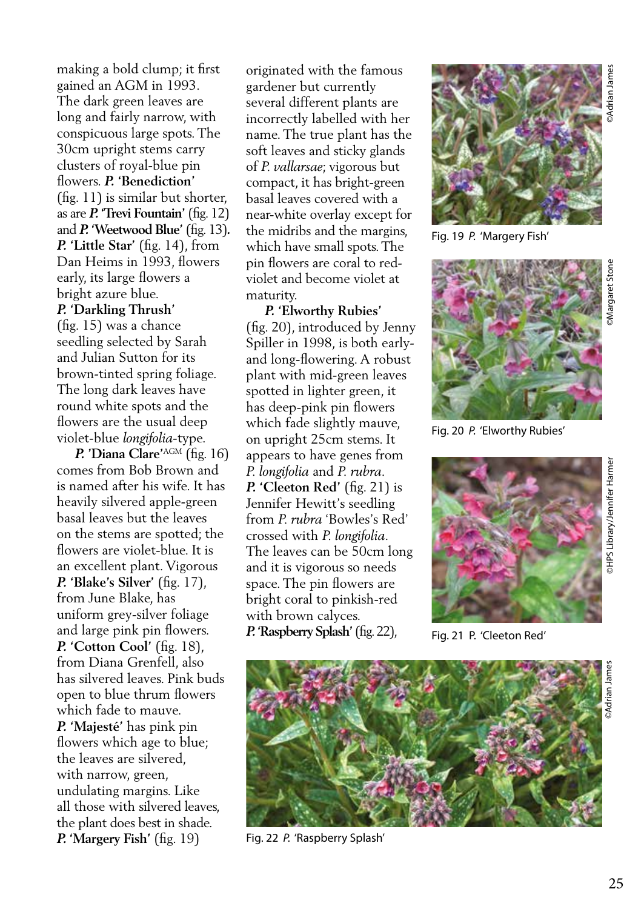making a bold clump; it first gained an AGM in 1993. The dark green leaves are long and fairly narrow, with conspicuous large spots. The 30cm upright stems carry clusters of royal-blue pin flowers. ***P.* 'Benediction'** (fig. 11) is similar but shorter, as are ***P.* 'Trevi Fountain'** (fig. 12) and ***P.* 'Weetwood Blue'** (fig. 13). ***P.* 'Little Star'** (fig. 14), from Dan Heims in 1993, flowers early, its large flowers a bright azure blue.

***P.* 'Darkling Thrush'** (fig. 15) was a chance seedling selected by Sarah and Julian Sutton for its brown-tinted spring foliage. The long dark leaves have round white spots and the flowers are the usual deep violet-blue *longifolia*-type.

***P.* 'Diana Clare'**AGM (fig. 16) comes from Bob Brown and is named after his wife. It has heavily silvered apple-green basal leaves but the leaves on the stems are spotted; the flowers are violet-blue. It is an excellent plant. Vigorous ***P.* 'Blake's Silver'** (fig. 17), from June Blake, has uniform grey-silver foliage and large pink pin flowers. ***P.* 'Cotton Cool'** (fig. 18), from Diana Grenfell, also has silvered leaves. Pink buds open to blue thrum flowers which fade to mauve. ***P.* 'Majesté'** has pink pin flowers which age to blue; the leaves are silvered, with narrow, green, undulating margins. Like all those with silvered leaves, the plant does best in shade. ***P.* 'Margery Fish'** (fig. 19) originated with the famous gardener but currently several different plants are incorrectly labelled with her name. The true plant has the soft leaves and sticky glands of *P. vallarsae*; vigorous but compact, it has bright-green basal leaves covered with a near-white overlay except for the midribs and the margins, which have small spots. The pin flowers are coral to red-violet and become violet at maturity.

***P.* 'Elworthy Rubies'** (fig. 20), introduced by Jenny Spiller in 1998, is both early- and long-flowering. A robust plant with mid-green leaves spotted in lighter green, it has deep-pink pin flowers which fade slightly mauve, on upright 25cm stems. It appears to have genes from *P. longifolia* and *P. rubra*. ***P.* 'Cleeton Red'** (fig. 21) is Jennifer Hewitt's seedling from *P. rubra* 'Bowles's Red' crossed with *P. longifolia*. The leaves can be 50cm long and it is vigorous so needs space. The pin flowers are bright coral to pinkish-red with brown calyces. ***P.* 'Raspberry Splash'** (fig. 22),

Fig. 19 *P.* 'Margery Fish'

Fig. 20 *P.* 'Elworthy Rubies'

Fig. 21 P. 'Cleeton Red'

Fig. 22 *P.* 'Raspberry Splash'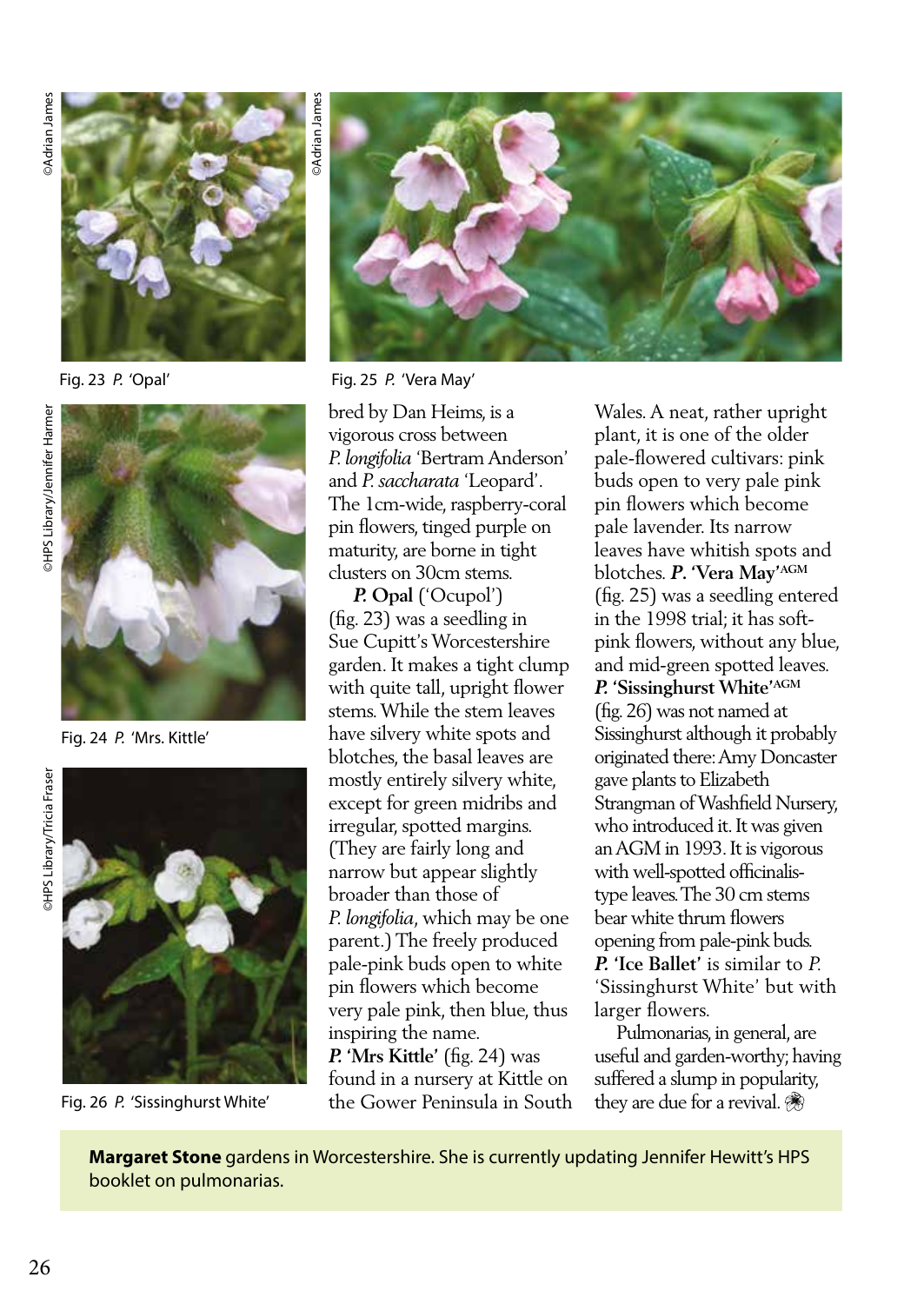Fig. 23 *P.* 'Opal'

Fig. 25 *P.* 'Vera May'

Fig. 24 *P.* 'Mrs. Kittle'

Fig. 26 *P.* 'Sissinghurst White'

bred by Dan Heims, is a vigorous cross between *P. longifolia* 'Bertram Anderson' and *P. saccharata* 'Leopard'. The 1cm-wide, raspberry-coral pin flowers, tinged purple on maturity, are borne in tight clusters on 30cm stems.

***P.* Opal** ('Ocupol') (fig. 23) was a seedling in Sue Cupitt's Worcestershire garden. It makes a tight clump with quite tall, upright flower stems. While the stem leaves have silvery white spots and blotches, the basal leaves are mostly entirely silvery white, except for green midribs and irregular, spotted margins. (They are fairly long and narrow but appear slightly broader than those of *P. longifolia*, which may be one parent.) The freely produced pale-pink buds open to white pin flowers which become very pale pink, then blue, thus inspiring the name.

***P.* 'Mrs Kittle'** (fig. 24) was found in a nursery at Kittle on the Gower Peninsula in South Wales. A neat, rather upright plant, it is one of the older pale-flowered cultivars: pink buds open to very pale pink pin flowers which become pale lavender. Its narrow leaves have whitish spots and blotches. ***P.* 'Vera May'**AGM (fig. 25) was a seedling entered in the 1998 trial; it has soft-pink flowers, without any blue, and mid-green spotted leaves.

***P.* 'Sissinghurst White'**AGM (fig. 26) was not named at Sissinghurst although it probably originated there: Amy Doncaster gave plants to Elizabeth Strangman of Washfield Nursery, who introduced it. It was given an AGM in 1993. It is vigorous with well-spotted officinalis-type leaves. The 30 cm stems bear white thrum flowers opening from pale-pink buds.

***P.* 'Ice Ballet'** is similar to *P.* 'Sissinghurst White' but with larger flowers.

Pulmonarias, in general, are useful and garden-worthy; having suffered a slump in popularity, they are due for a revival.

**Margaret Stone** gardens in Worcestershire. She is currently updating Jennifer Hewitt's HPS booklet on pulmonarias.